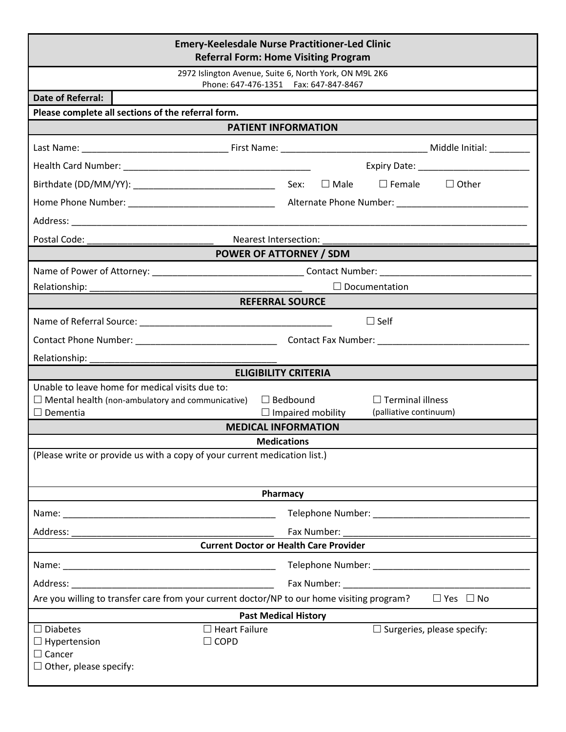# Emery-Keelesdale Nurse Practitioner-Led Clinic
## Referral Form: Home Visiting Program

2972 Islington Avenue, Suite 6, North York, ON M9L 2K6
Phone: 647-476-1351 Fax: 647-847-8467

**Date of Referral:**

**Please complete all sections of the referral form.**

## PATIENT INFORMATION

Last Name: ______________________________ First Name: ______________________________ Middle Initial: ________

Health Card Number: ______________________________________ Expiry Date: ______________________

Birthdate (DD/MM/YY): ______________________________ Sex: ☐ Male ☐ Female ☐ Other

Home Phone Number: ______________________________ Alternate Phone Number: __________________________

Address: ______________________________________________________________________________________

Postal Code: _________________________ Nearest Intersection: _________________________________________

## POWER OF ATTORNEY / SDM

Name of Power of Attorney: ______________________________ Contact Number: ______________________________

Relationship: __________________________________________ ☐ Documentation

## REFERRAL SOURCE

Name of Referral Source: ______________________________________ ☐ Self

Contact Phone Number: ____________________________ Contact Fax Number: ______________________________

Relationship: ______________________________________

## ELIGIBILITY CRITERIA

Unable to leave home for medical visits due to:

☐ Mental health (non-ambulatory and communicative) ☐ Bedbound ☐ Terminal illness (palliative continuum)

☐ Dementia ☐ Impaired mobility

## MEDICAL INFORMATION

### Medications

(Please write or provide us with a copy of your current medication list.)

### Pharmacy

Name: ___________________________________________ Telephone Number: ______________________________

Address: _________________________________________ Fax Number: ____________________________________

### Current Doctor or Health Care Provider

Name: ___________________________________________ Telephone Number: ______________________________

Address: _________________________________________ Fax Number: ____________________________________

Are you willing to transfer care from your current doctor/NP to our home visiting program? ☐ Yes ☐ No

### Past Medical History

☐ Diabetes ☐ Heart Failure ☐ Surgeries, please specify:

☐ Hypertension ☐ COPD

☐ Cancer

☐ Other, please specify: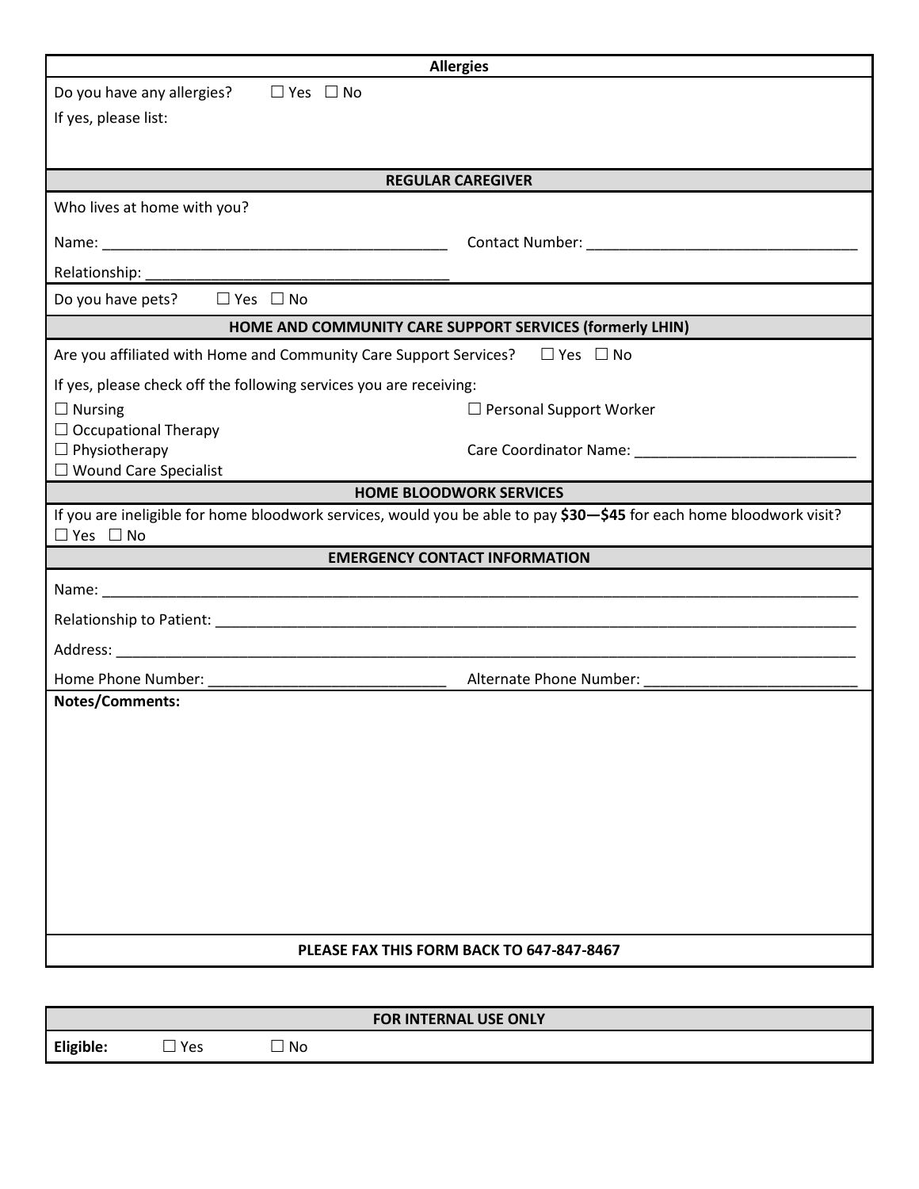## Allergies

Do you have any allergies? ☐ Yes ☐ No

If yes, please list:

## REGULAR CAREGIVER

Who lives at home with you?

Name: ___________________________________________ Contact Number: ___________________________________

Relationship: _______________________________________

Do you have pets? ☐ Yes ☐ No

## HOME AND COMMUNITY CARE SUPPORT SERVICES (formerly LHIN)

Are you affiliated with Home and Community Care Support Services? ☐ Yes ☐ No

If yes, please check off the following services you are receiving:

☐ Nursing
☐ Occupational Therapy
☐ Physiotherapy
☐ Wound Care Specialist

☐ Personal Support Worker

Care Coordinator Name: ____________________________

## HOME BLOODWORK SERVICES

If you are ineligible for home bloodwork services, would you be able to pay **$30—$45** for each home bloodwork visit?
☐ Yes ☐ No

## EMERGENCY CONTACT INFORMATION

Name: ____________________________________________________________________________________________________

Relationship to Patient: ____________________________________________________________________________________

Address: __________________________________________________________________________________________________

Home Phone Number: ______________________________ Alternate Phone Number: ___________________________

**Notes/Comments:**

**PLEASE FAX THIS FORM BACK TO 647-847-8467**

## FOR INTERNAL USE ONLY

**Eligible:** ☐ Yes ☐ No